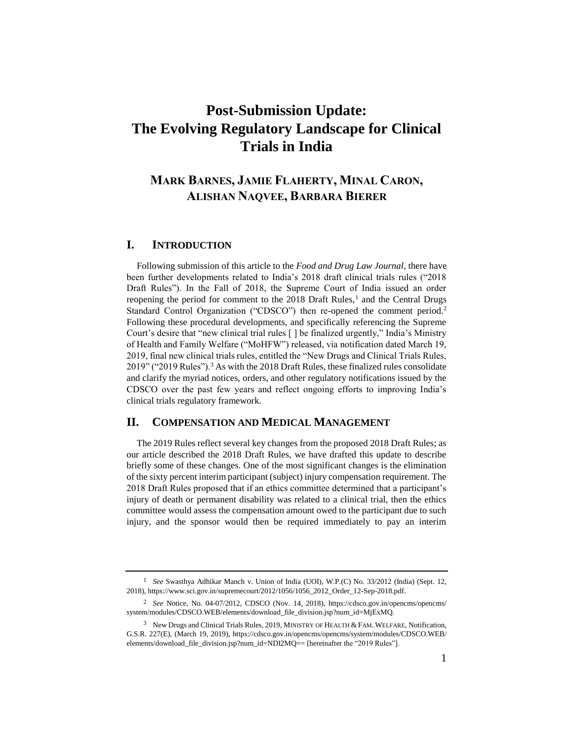# Post-Submission Update: The Evolving Regulatory Landscape for Clinical Trials in India

## MARK BARNES, JAMIE FLAHERTY, MINAL CARON, ALISHAN NAQVEE, BARBARA BIERER

## I. INTRODUCTION

Following submission of this article to the *Food and Drug Law Journal*, there have been further developments related to India's 2018 draft clinical trials rules ("2018 Draft Rules"). In the Fall of 2018, the Supreme Court of India issued an order reopening the period for comment to the 2018 Draft Rules,[1] and the Central Drugs Standard Control Organization ("CDSCO") then re-opened the comment period.[2] Following these procedural developments, and specifically referencing the Supreme Court's desire that "new clinical trial rules [ ] be finalized urgently," India's Ministry of Health and Family Welfare ("MoHFW") released, via notification dated March 19, 2019, final new clinical trials rules, entitled the "New Drugs and Clinical Trials Rules, 2019" ("2019 Rules").[3] As with the 2018 Draft Rules, these finalized rules consolidate and clarify the myriad notices, orders, and other regulatory notifications issued by the CDSCO over the past few years and reflect ongoing efforts to improving India's clinical trials regulatory framework.

## II. COMPENSATION AND MEDICAL MANAGEMENT

The 2019 Rules reflect several key changes from the proposed 2018 Draft Rules; as our article described the 2018 Draft Rules, we have drafted this update to describe briefly some of these changes. One of the most significant changes is the elimination of the sixty percent interim participant (subject) injury compensation requirement. The 2018 Draft Rules proposed that if an ethics committee determined that a participant's injury of death or permanent disability was related to a clinical trial, then the ethics committee would assess the compensation amount owed to the participant due to such injury, and the sponsor would then be required immediately to pay an interim

---

[1] *See* Swasthya Adhikar Manch v. Union of India (UOI), W.P.(C) No. 33/2012 (India) (Sept. 12, 2018), https://www.sci.gov.in/supremecourt/2012/1056/1056_2012_Order_12-Sep-2018.pdf.

[2] *See* Notice, No. 04-07/2012, CDSCO (Nov. 14, 2018), https://cdsco.gov.in/opencms/opencms/system/modules/CDSCO.WEB/elements/download_file_division.jsp?num_id=MjExMQ.

[3] New Drugs and Clinical Trials Rules, 2019, MINISTRY OF HEALTH & FAM. WELFARE, Notification, G.S.R. 227(E), (March 19, 2019), https://cdsco.gov.in/opencms/opencms/system/modules/CDSCO.WEB/elements/download_file_division.jsp?num_id=NDI2MQ== [hereinafter the "2019 Rules"].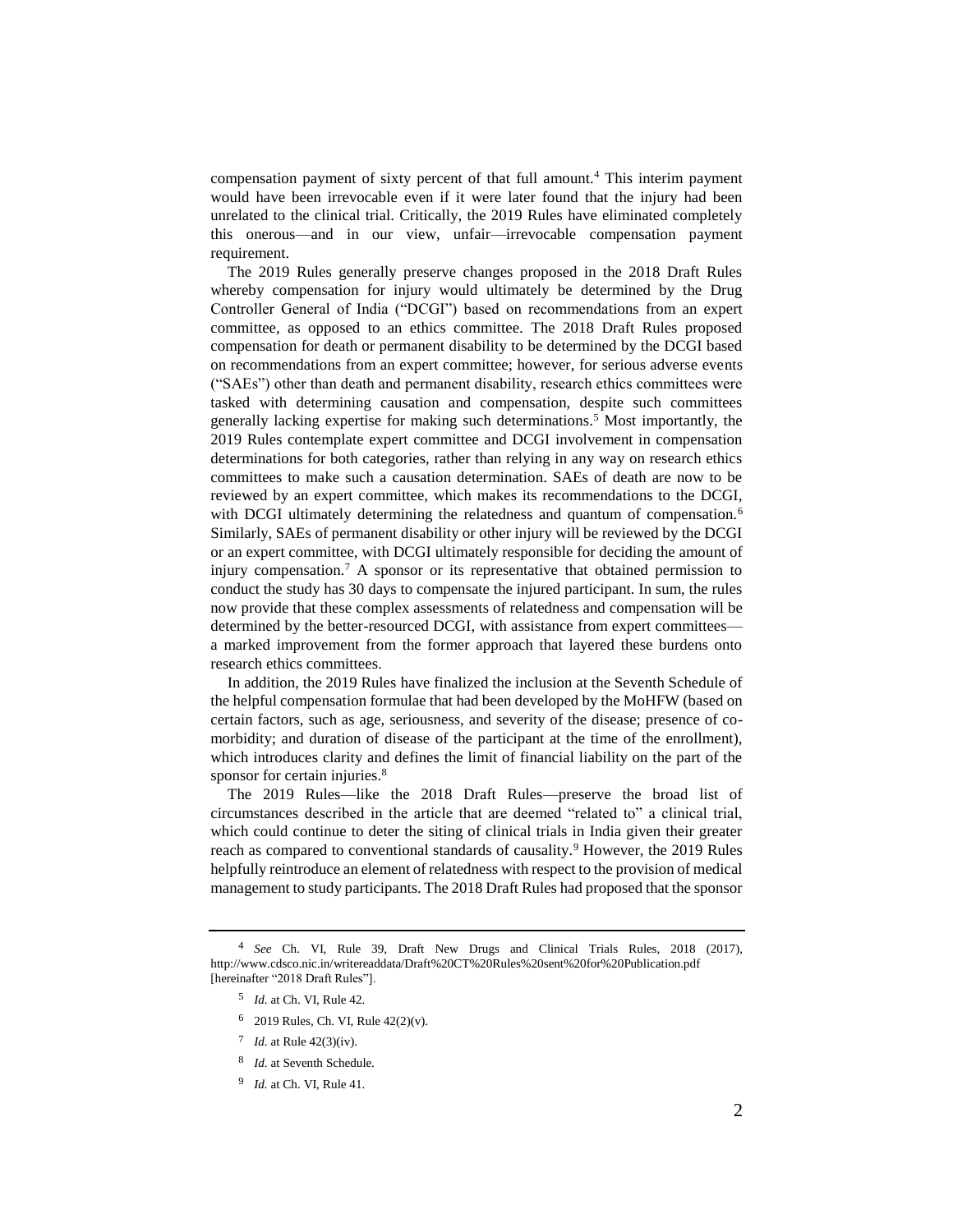compensation payment of sixty percent of that full amount.[4] This interim payment would have been irrevocable even if it were later found that the injury had been unrelated to the clinical trial. Critically, the 2019 Rules have eliminated completely this onerous—and in our view, unfair—irrevocable compensation payment requirement.

The 2019 Rules generally preserve changes proposed in the 2018 Draft Rules whereby compensation for injury would ultimately be determined by the Drug Controller General of India ("DCGI") based on recommendations from an expert committee, as opposed to an ethics committee. The 2018 Draft Rules proposed compensation for death or permanent disability to be determined by the DCGI based on recommendations from an expert committee; however, for serious adverse events ("SAEs") other than death and permanent disability, research ethics committees were tasked with determining causation and compensation, despite such committees generally lacking expertise for making such determinations.[5] Most importantly, the 2019 Rules contemplate expert committee and DCGI involvement in compensation determinations for both categories, rather than relying in any way on research ethics committees to make such a causation determination. SAEs of death are now to be reviewed by an expert committee, which makes its recommendations to the DCGI, with DCGI ultimately determining the relatedness and quantum of compensation.[6] Similarly, SAEs of permanent disability or other injury will be reviewed by the DCGI or an expert committee, with DCGI ultimately responsible for deciding the amount of injury compensation.[7] A sponsor or its representative that obtained permission to conduct the study has 30 days to compensate the injured participant. In sum, the rules now provide that these complex assessments of relatedness and compensation will be determined by the better-resourced DCGI, with assistance from expert committees—a marked improvement from the former approach that layered these burdens onto research ethics committees.

In addition, the 2019 Rules have finalized the inclusion at the Seventh Schedule of the helpful compensation formulae that had been developed by the MoHFW (based on certain factors, such as age, seriousness, and severity of the disease; presence of co-morbidity; and duration of disease of the participant at the time of the enrollment), which introduces clarity and defines the limit of financial liability on the part of the sponsor for certain injuries.[8]

The 2019 Rules—like the 2018 Draft Rules—preserve the broad list of circumstances described in the article that are deemed "related to" a clinical trial, which could continue to deter the siting of clinical trials in India given their greater reach as compared to conventional standards of causality.[9] However, the 2019 Rules helpfully reintroduce an element of relatedness with respect to the provision of medical management to study participants. The 2018 Draft Rules had proposed that the sponsor

---

[4] *See* Ch. VI, Rule 39, Draft New Drugs and Clinical Trials Rules, 2018 (2017), http://www.cdsco.nic.in/writereaddata/Draft%20CT%20Rules%20sent%20for%20Publication.pdf [hereinafter "2018 Draft Rules"].

[5] *Id.* at Ch. VI, Rule 42.

[6] 2019 Rules, Ch. VI, Rule 42(2)(v).

[7] *Id.* at Rule 42(3)(iv).

[8] *Id.* at Seventh Schedule.

[9] *Id.* at Ch. VI, Rule 41.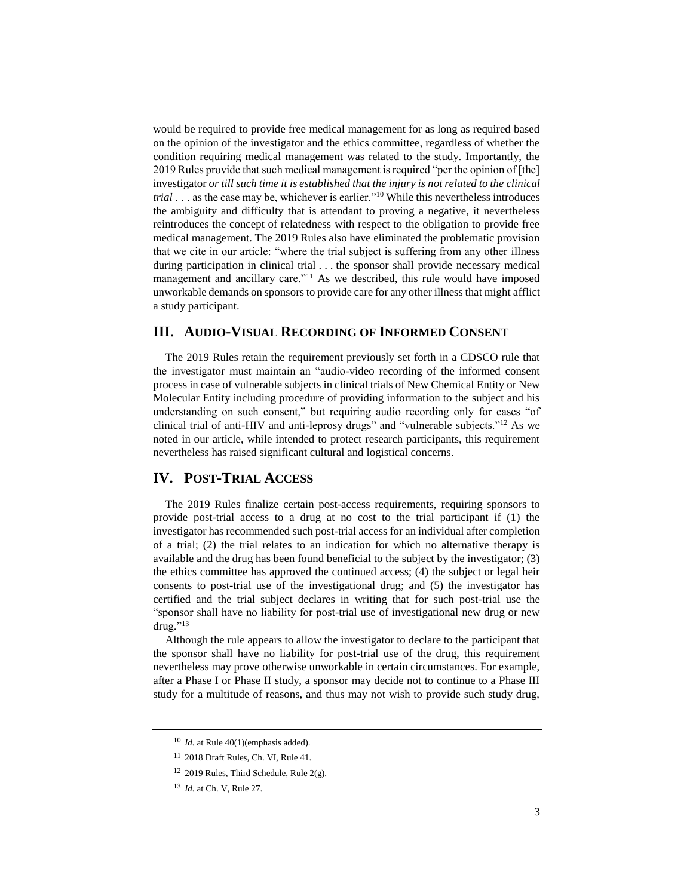would be required to provide free medical management for as long as required based on the opinion of the investigator and the ethics committee, regardless of whether the condition requiring medical management was related to the study. Importantly, the 2019 Rules provide that such medical management is required "per the opinion of [the] investigator *or till such time it is established that the injury is not related to the clinical trial* . . . as the case may be, whichever is earlier."[10] While this nevertheless introduces the ambiguity and difficulty that is attendant to proving a negative, it nevertheless reintroduces the concept of relatedness with respect to the obligation to provide free medical management. The 2019 Rules also have eliminated the problematic provision that we cite in our article: "where the trial subject is suffering from any other illness during participation in clinical trial . . . the sponsor shall provide necessary medical management and ancillary care."[11] As we described, this rule would have imposed unworkable demands on sponsors to provide care for any other illness that might afflict a study participant.

## III. AUDIO-VISUAL RECORDING OF INFORMED CONSENT

The 2019 Rules retain the requirement previously set forth in a CDSCO rule that the investigator must maintain an "audio-video recording of the informed consent process in case of vulnerable subjects in clinical trials of New Chemical Entity or New Molecular Entity including procedure of providing information to the subject and his understanding on such consent," but requiring audio recording only for cases "of clinical trial of anti-HIV and anti-leprosy drugs" and "vulnerable subjects."[12] As we noted in our article, while intended to protect research participants, this requirement nevertheless has raised significant cultural and logistical concerns.

## IV. POST-TRIAL ACCESS

The 2019 Rules finalize certain post-access requirements, requiring sponsors to provide post-trial access to a drug at no cost to the trial participant if (1) the investigator has recommended such post-trial access for an individual after completion of a trial; (2) the trial relates to an indication for which no alternative therapy is available and the drug has been found beneficial to the subject by the investigator; (3) the ethics committee has approved the continued access; (4) the subject or legal heir consents to post-trial use of the investigational drug; and (5) the investigator has certified and the trial subject declares in writing that for such post-trial use the "sponsor shall have no liability for post-trial use of investigational new drug or new drug."[13]

Although the rule appears to allow the investigator to declare to the participant that the sponsor shall have no liability for post-trial use of the drug, this requirement nevertheless may prove otherwise unworkable in certain circumstances. For example, after a Phase I or Phase II study, a sponsor may decide not to continue to a Phase III study for a multitude of reasons, and thus may not wish to provide such study drug,

---

[10] *Id.* at Rule 40(1)(emphasis added).

[11] 2018 Draft Rules, Ch. VI, Rule 41.

[12] 2019 Rules, Third Schedule, Rule 2(g).

[13] *Id.* at Ch. V, Rule 27.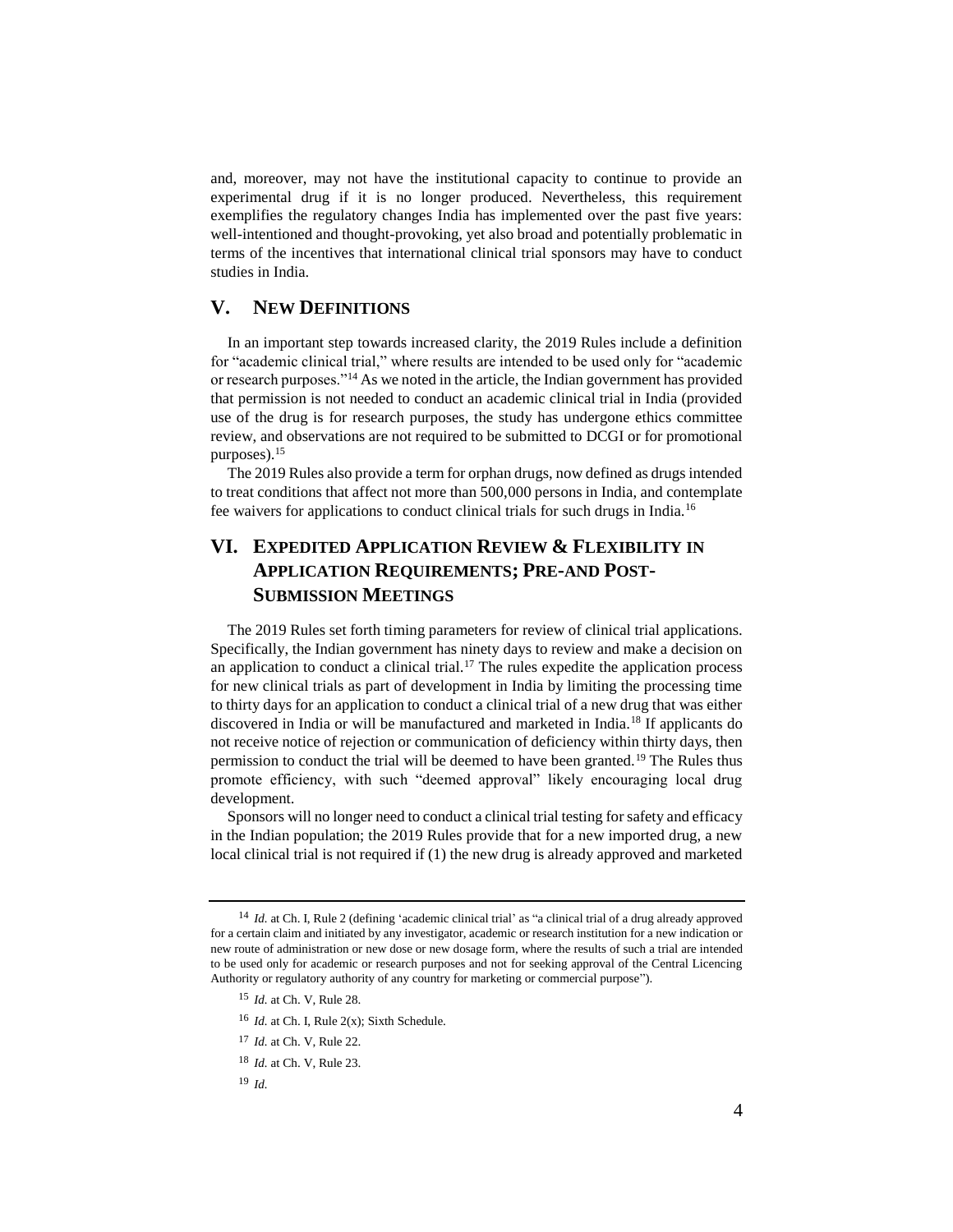and, moreover, may not have the institutional capacity to continue to provide an experimental drug if it is no longer produced. Nevertheless, this requirement exemplifies the regulatory changes India has implemented over the past five years: well-intentioned and thought-provoking, yet also broad and potentially problematic in terms of the incentives that international clinical trial sponsors may have to conduct studies in India.

## V. NEW DEFINITIONS

In an important step towards increased clarity, the 2019 Rules include a definition for "academic clinical trial," where results are intended to be used only for "academic or research purposes."[14] As we noted in the article, the Indian government has provided that permission is not needed to conduct an academic clinical trial in India (provided use of the drug is for research purposes, the study has undergone ethics committee review, and observations are not required to be submitted to DCGI or for promotional purposes).[15]

The 2019 Rules also provide a term for orphan drugs, now defined as drugs intended to treat conditions that affect not more than 500,000 persons in India, and contemplate fee waivers for applications to conduct clinical trials for such drugs in India.[16]

## VI. EXPEDITED APPLICATION REVIEW & FLEXIBILITY IN APPLICATION REQUIREMENTS; PRE-AND POST-SUBMISSION MEETINGS

The 2019 Rules set forth timing parameters for review of clinical trial applications. Specifically, the Indian government has ninety days to review and make a decision on an application to conduct a clinical trial.[17] The rules expedite the application process for new clinical trials as part of development in India by limiting the processing time to thirty days for an application to conduct a clinical trial of a new drug that was either discovered in India or will be manufactured and marketed in India.[18] If applicants do not receive notice of rejection or communication of deficiency within thirty days, then permission to conduct the trial will be deemed to have been granted.[19] The Rules thus promote efficiency, with such "deemed approval" likely encouraging local drug development.

Sponsors will no longer need to conduct a clinical trial testing for safety and efficacy in the Indian population; the 2019 Rules provide that for a new imported drug, a new local clinical trial is not required if (1) the new drug is already approved and marketed

---

[14] *Id.* at Ch. I, Rule 2 (defining 'academic clinical trial' as "a clinical trial of a drug already approved for a certain claim and initiated by any investigator, academic or research institution for a new indication or new route of administration or new dose or new dosage form, where the results of such a trial are intended to be used only for academic or research purposes and not for seeking approval of the Central Licencing Authority or regulatory authority of any country for marketing or commercial purpose").

[15] *Id.* at Ch. V, Rule 28.

[16] *Id.* at Ch. I, Rule 2(x); Sixth Schedule.

[17] *Id.* at Ch. V, Rule 22.

[18] *Id.* at Ch. V, Rule 23.

[19] *Id.*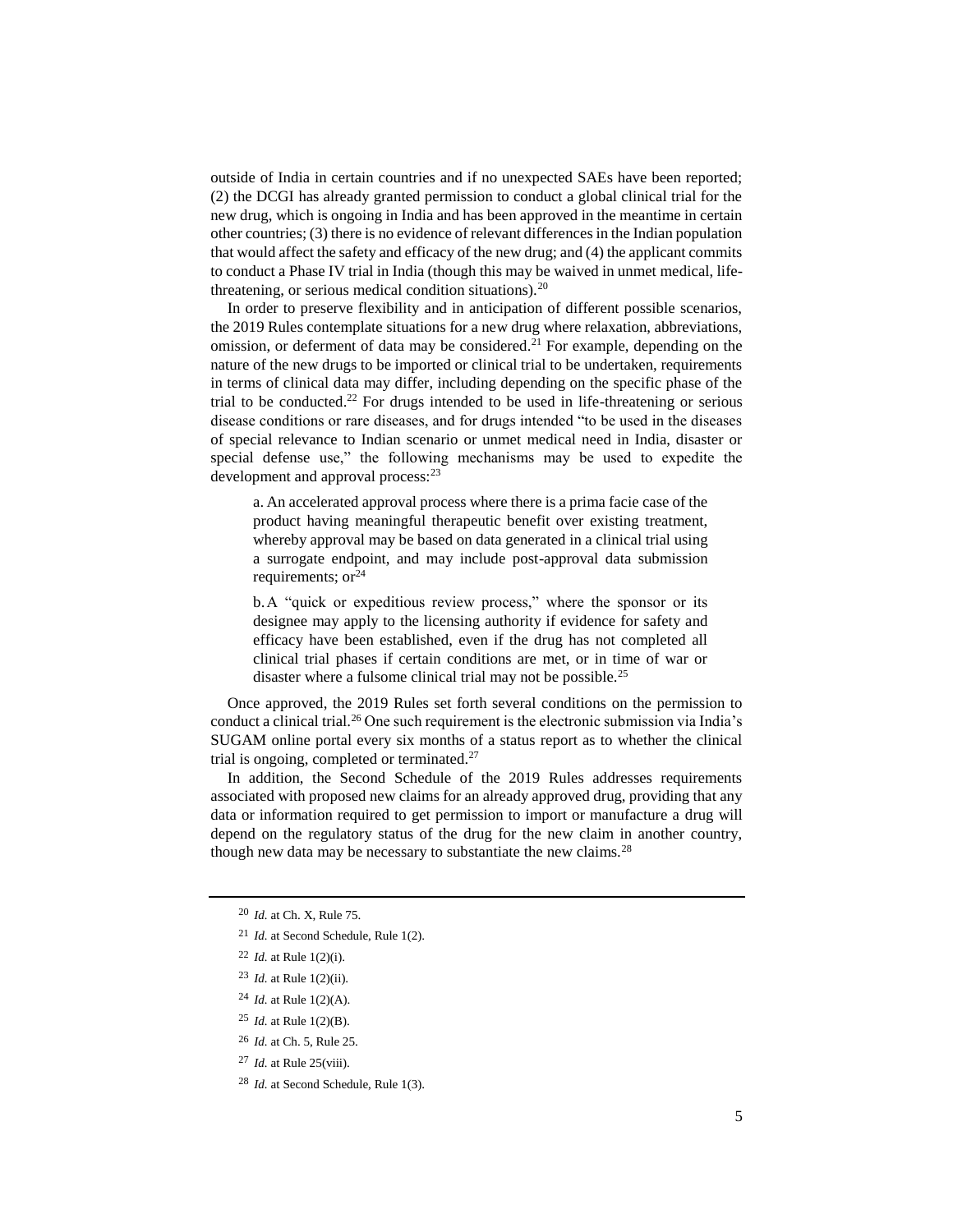outside of India in certain countries and if no unexpected SAEs have been reported; (2) the DCGI has already granted permission to conduct a global clinical trial for the new drug, which is ongoing in India and has been approved in the meantime in certain other countries; (3) there is no evidence of relevant differences in the Indian population that would affect the safety and efficacy of the new drug; and (4) the applicant commits to conduct a Phase IV trial in India (though this may be waived in unmet medical, life-threatening, or serious medical condition situations).[20]

In order to preserve flexibility and in anticipation of different possible scenarios, the 2019 Rules contemplate situations for a new drug where relaxation, abbreviations, omission, or deferment of data may be considered.[21] For example, depending on the nature of the new drugs to be imported or clinical trial to be undertaken, requirements in terms of clinical data may differ, including depending on the specific phase of the trial to be conducted.[22] For drugs intended to be used in life-threatening or serious disease conditions or rare diseases, and for drugs intended "to be used in the diseases of special relevance to Indian scenario or unmet medical need in India, disaster or special defense use," the following mechanisms may be used to expedite the development and approval process:[23]

> a. An accelerated approval process where there is a prima facie case of the product having meaningful therapeutic benefit over existing treatment, whereby approval may be based on data generated in a clinical trial using a surrogate endpoint, and may include post-approval data submission requirements; or[24]
>
> b. A "quick or expeditious review process," where the sponsor or its designee may apply to the licensing authority if evidence for safety and efficacy have been established, even if the drug has not completed all clinical trial phases if certain conditions are met, or in time of war or disaster where a fulsome clinical trial may not be possible.[25]

Once approved, the 2019 Rules set forth several conditions on the permission to conduct a clinical trial.[26] One such requirement is the electronic submission via India's SUGAM online portal every six months of a status report as to whether the clinical trial is ongoing, completed or terminated.[27]

In addition, the Second Schedule of the 2019 Rules addresses requirements associated with proposed new claims for an already approved drug, providing that any data or information required to get permission to import or manufacture a drug will depend on the regulatory status of the drug for the new claim in another country, though new data may be necessary to substantiate the new claims.[28]

---

[20] *Id.* at Ch. X, Rule 75.

[21] *Id.* at Second Schedule, Rule 1(2).

[22] *Id.* at Rule 1(2)(i).

[23] *Id.* at Rule 1(2)(ii).

[24] *Id.* at Rule 1(2)(A).

[25] *Id.* at Rule 1(2)(B).

[26] *Id.* at Ch. 5, Rule 25.

[27] *Id.* at Rule 25(viii).

[28] *Id.* at Second Schedule, Rule 1(3).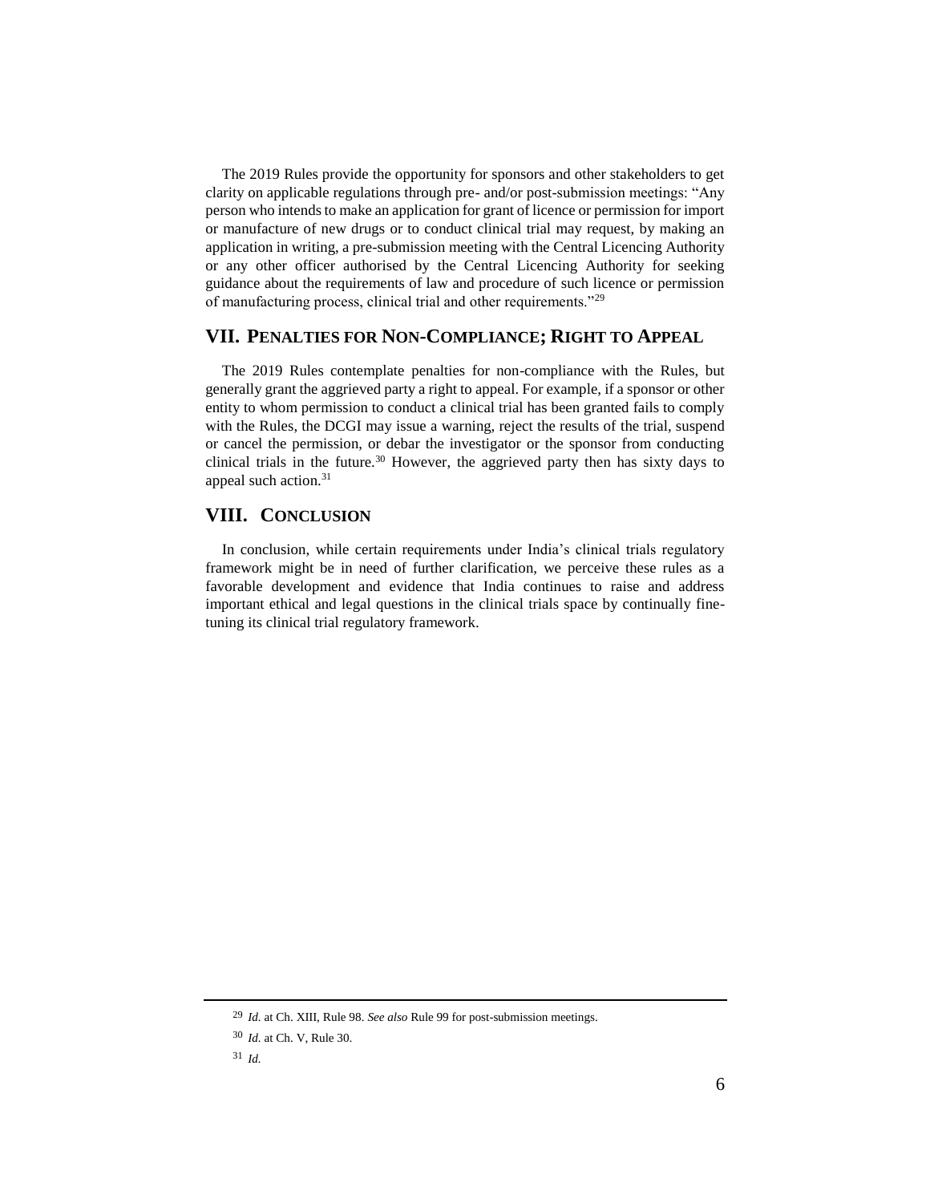The 2019 Rules provide the opportunity for sponsors and other stakeholders to get clarity on applicable regulations through pre- and/or post-submission meetings: "Any person who intends to make an application for grant of licence or permission for import or manufacture of new drugs or to conduct clinical trial may request, by making an application in writing, a pre-submission meeting with the Central Licencing Authority or any other officer authorised by the Central Licencing Authority for seeking guidance about the requirements of law and procedure of such licence or permission of manufacturing process, clinical trial and other requirements."[29]

## VII. Penalties for Non-Compliance; Right to Appeal

The 2019 Rules contemplate penalties for non-compliance with the Rules, but generally grant the aggrieved party a right to appeal. For example, if a sponsor or other entity to whom permission to conduct a clinical trial has been granted fails to comply with the Rules, the DCGI may issue a warning, reject the results of the trial, suspend or cancel the permission, or debar the investigator or the sponsor from conducting clinical trials in the future.[30] However, the aggrieved party then has sixty days to appeal such action.[31]

## VIII. Conclusion

In conclusion, while certain requirements under India's clinical trials regulatory framework might be in need of further clarification, we perceive these rules as a favorable development and evidence that India continues to raise and address important ethical and legal questions in the clinical trials space by continually fine-tuning its clinical trial regulatory framework.

---

[29] *Id.* at Ch. XIII, Rule 98. *See also* Rule 99 for post-submission meetings.

[30] *Id.* at Ch. V, Rule 30.

[31] *Id.*